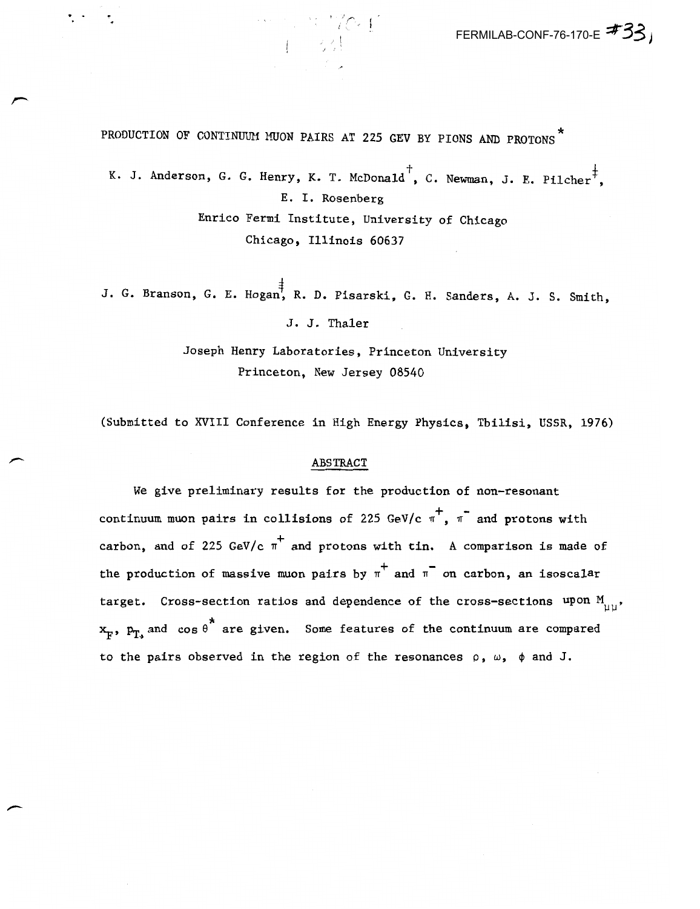FERMILAB-CONF-76-170-E #33

# PRODUCTION OF CONTINUUM MUON PAIRS AT 225 GEV BY PIONS AND PROTONS*

K. J. Anderson, G. G. Henry, K. T. McDonald[†], C. Newman, J. E. Pilcher[‡], E. I. Rosenberg

Enrico Fermi Institute, University of Chicago
Chicago, Illinois 60637

J. G. Branson, G. E. Hogan[‡], R. D. Pisarski, G. H. Sanders, A. J. S. Smith, J. J. Thaler

Joseph Henry Laboratories, Princeton University
Princeton, New Jersey 08540

(Submitted to XVIII Conference in High Energy Physics, Tbilisi, USSR, 1976)

## ABSTRACT

We give preliminary results for the production of non-resonant continuum muon pairs in collisions of 225 GeV/c $\pi^+$, $\pi^-$ and protons with carbon, and of 225 GeV/c $\pi^+$ and protons with tin. A comparison is made of the production of massive muon pairs by $\pi^+$ and $\pi^-$ on carbon, an isoscalar target. Cross-section ratios and dependence of the cross-sections upon $M_{\mu\mu}$, $x_F$, $p_T$, and $\cos\theta^*$ are given. Some features of the continuum are compared to the pairs observed in the region of the resonances $\rho$, $\omega$, $\phi$ and J.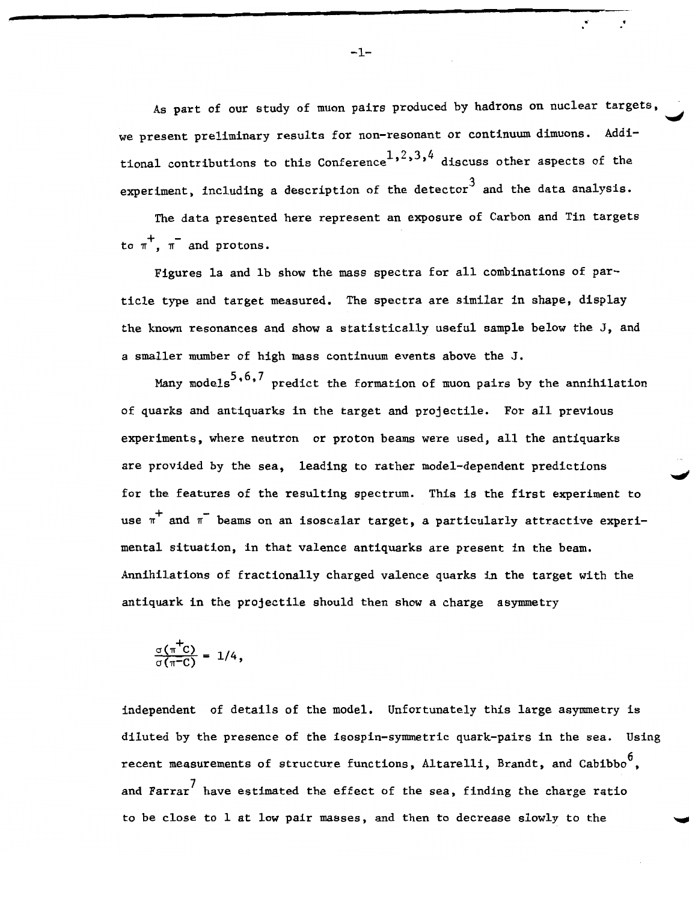As part of our study of muon pairs produced by hadrons on nuclear targets, we present preliminary results for non-resonant or continuum dimuons. Additional contributions to this Conference[1,2,3,4] discuss other aspects of the experiment, including a description of the detector[3] and the data analysis.

The data presented here represent an exposure of Carbon and Tin targets to $\pi^+$, $\pi^-$ and protons.

Figures 1a and 1b show the mass spectra for all combinations of particle type and target measured. The spectra are similar in shape, display the known resonances and show a statistically useful sample below the J, and a smaller number of high mass continuum events above the J.

Many models[5,6,7] predict the formation of muon pairs by the annihilation of quarks and antiquarks in the target and projectile. For all previous experiments, where neutron or proton beams were used, all the antiquarks are provided by the sea, leading to rather model-dependent predictions for the features of the resulting spectrum. This is the first experiment to use $\pi^+$ and $\pi^-$ beams on an isoscalar target, a particularly attractive experimental situation, in that valence antiquarks are present in the beam. Annihilations of fractionally charged valence quarks in the target with the antiquark in the projectile should then show a charge asymmetry

$$\frac{\sigma(\pi^+ C)}{\sigma(\pi^- C)} = 1/4,$$

independent of details of the model. Unfortunately this large asymmetry is diluted by the presence of the isospin-symmetric quark-pairs in the sea. Using recent measurements of structure functions, Altarelli, Brandt, and Cabibbo[6], and Farrar[7] have estimated the effect of the sea, finding the charge ratio to be close to 1 at low pair masses, and then to decrease slowly to the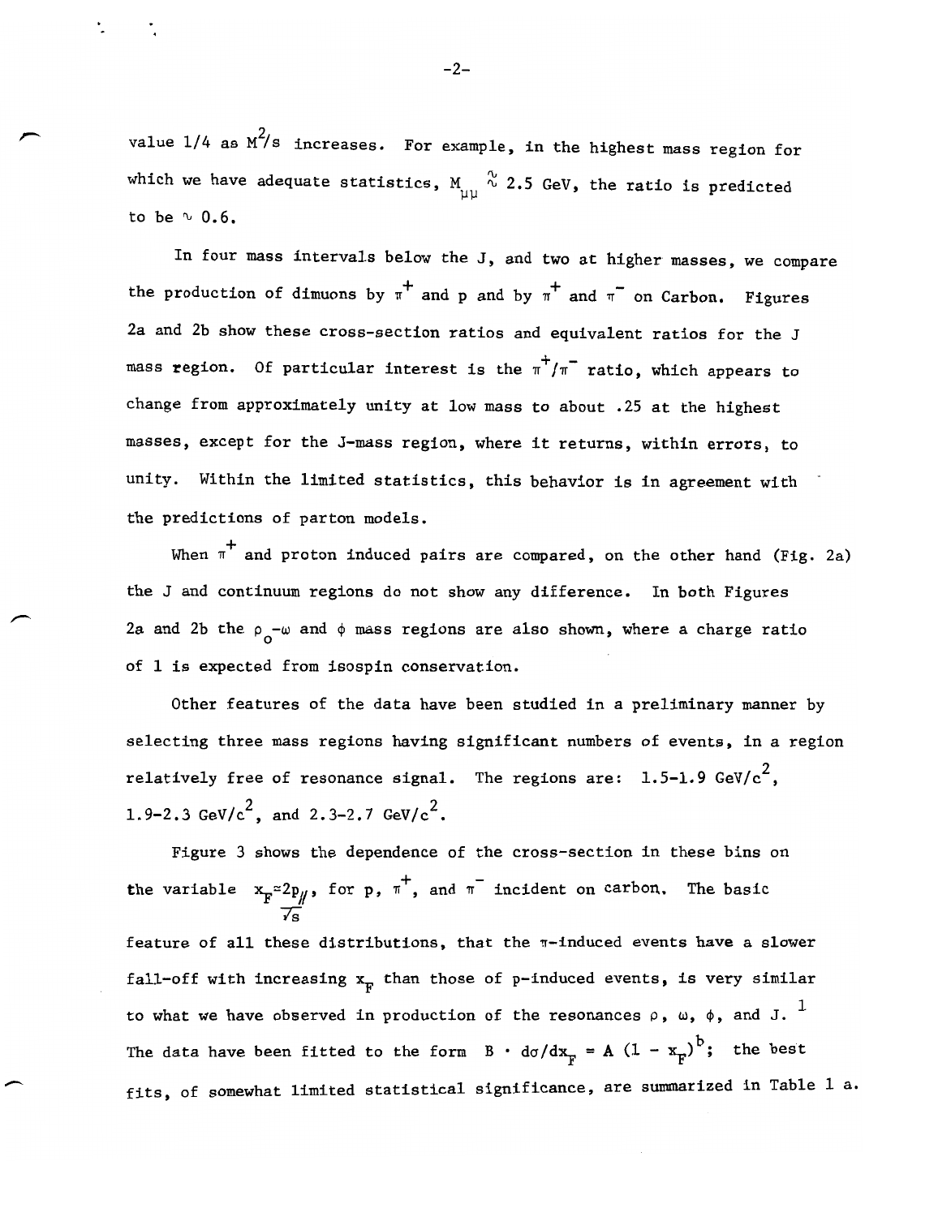value 1/4 as $M^2/s$ increases. For example, in the highest mass region for which we have adequate statistics, $M_{\mu\mu} \approx 2.5$ GeV, the ratio is predicted to be $\sim 0.6$.

In four mass intervals below the J, and two at higher masses, we compare the production of dimuons by $\pi^+$ and p and by $\pi^+$ and $\pi^-$ on Carbon. Figures 2a and 2b show these cross-section ratios and equivalent ratios for the J mass region. Of particular interest is the $\pi^+/\pi^-$ ratio, which appears to change from approximately unity at low mass to about .25 at the highest masses, except for the J-mass region, where it returns, within errors, to unity. Within the limited statistics, this behavior is in agreement with the predictions of parton models.

When $\pi^+$ and proton induced pairs are compared, on the other hand (Fig. 2a) the J and continuum regions do not show any difference. In both Figures 2a and 2b the $\rho_0$-$\omega$ and $\phi$ mass regions are also shown, where a charge ratio of 1 is expected from isospin conservation.

Other features of the data have been studied in a preliminary manner by selecting three mass regions having significant numbers of events, in a region relatively free of resonance signal. The regions are: 1.5-1.9 GeV/$c^2$, 1.9-2.3 GeV/$c^2$, and 2.3-2.7 GeV/$c^2$.

Figure 3 shows the dependence of the cross-section in these bins on the variable $x_F = \frac{2p_{/\!/}}{\sqrt{s}}$, for p, $\pi^+$, and $\pi^-$ incident on carbon. The basic feature of all these distributions, that the $\pi$-induced events have a slower fall-off with increasing $x_F$ than those of p-induced events, is very similar to what we have observed in production of the resonances $\rho$, $\omega$, $\phi$, and J. [1] The data have been fitted to the form $B \cdot d\sigma/dx_F = A\,(1 - x_F)^b$; the best fits, of somewhat limited statistical significance, are summarized in Table 1 a.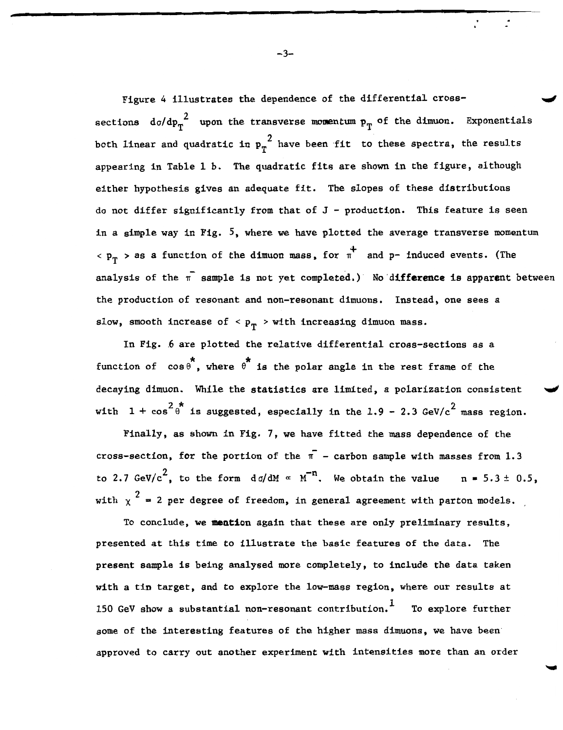Figure 4 illustrates the dependence of the differential cross-sections $d\sigma/dp_T^2$ upon the transverse momentum $p_T$ of the dimuon. Exponentials both linear and quadratic in $p_T^2$ have been fit to these spectra, the results appearing in Table 1 b. The quadratic fits are shown in the figure, although either hypothesis gives an adequate fit. The slopes of these distributions do not differ significantly from that of J - production. This feature is seen in a simple way in Fig. 5, where we have plotted the average transverse momentum $< p_T >$ as a function of the dimuon mass, for $\pi^+$ and p- induced events. (The analysis of the $\pi^-$ sample is not yet completed.) No difference is apparent between the production of resonant and non-resonant dimuons. Instead, one sees a slow, smooth increase of $< p_T >$ with increasing dimuon mass.

In Fig. 6 are plotted the relative differential cross-sections as a function of $\cos\theta^*$, where $\theta^*$ is the polar angle in the rest frame of the decaying dimuon. While the statistics are limited, a polarization consistent with $1 + \cos^2\theta^*$ is suggested, especially in the 1.9 - 2.3 GeV/$c^2$ mass region.

Finally, as shown in Fig. 7, we have fitted the mass dependence of the cross-section, for the portion of the $\pi^-$ - carbon sample with masses from 1.3 to 2.7 GeV/$c^2$, to the form $d\sigma/dM \propto M^{-n}$. We obtain the value $n = 5.3 \pm 0.5$, with $\chi^2 = 2$ per degree of freedom, in general agreement with parton models.

To conclude, we mention again that these are only preliminary results, presented at this time to illustrate the basic features of the data. The present sample is being analysed more completely, to include the data taken with a tin target, and to explore the low-mass region, where our results at 150 GeV show a substantial non-resonant contribution.[1] To explore further some of the interesting features of the higher mass dimuons, we have been approved to carry out another experiment with intensities more than an order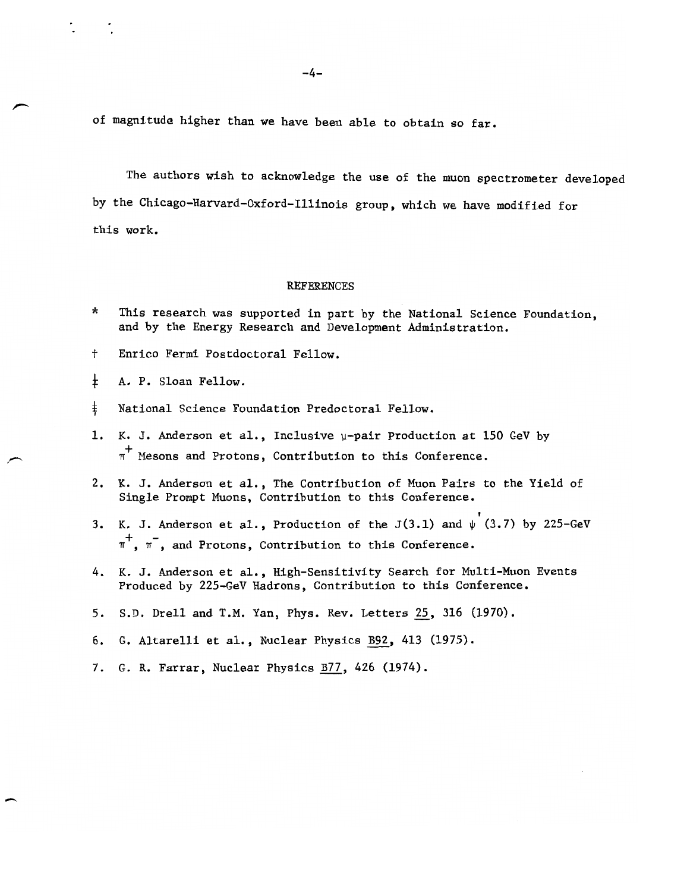of magnitude higher than we have been able to obtain so far.

The authors wish to acknowledge the use of the muon spectrometer developed by the Chicago-Harvard-Oxford-Illinois group, which we have modified for this work.

## REFERENCES

\* This research was supported in part by the National Science Foundation, and by the Energy Research and Development Administration.

† Enrico Fermi Postdoctoral Fellow.

‡ A. P. Sloan Fellow.

ǂ National Science Foundation Predoctoral Fellow.

1. K. J. Anderson et al., Inclusive $\mu$-pair Production at 150 GeV by $\pi^+$ Mesons and Protons, Contribution to this Conference.
2. K. J. Anderson et al., The Contribution of Muon Pairs to the Yield of Single Prompt Muons, Contribution to this Conference.
3. K. J. Anderson et al., Production of the J(3.1) and $\psi'$(3.7) by 225-GeV $\pi^+$, $\pi^-$, and Protons, Contribution to this Conference.
4. K. J. Anderson et al., High-Sensitivity Search for Multi-Muon Events Produced by 225-GeV Hadrons, Contribution to this Conference.
5. S.D. Drell and T.M. Yan, Phys. Rev. Letters 25, 316 (1970).
6. G. Altarelli et al., Nuclear Physics B92, 413 (1975).
7. G. R. Farrar, Nuclear Physics B77, 426 (1974).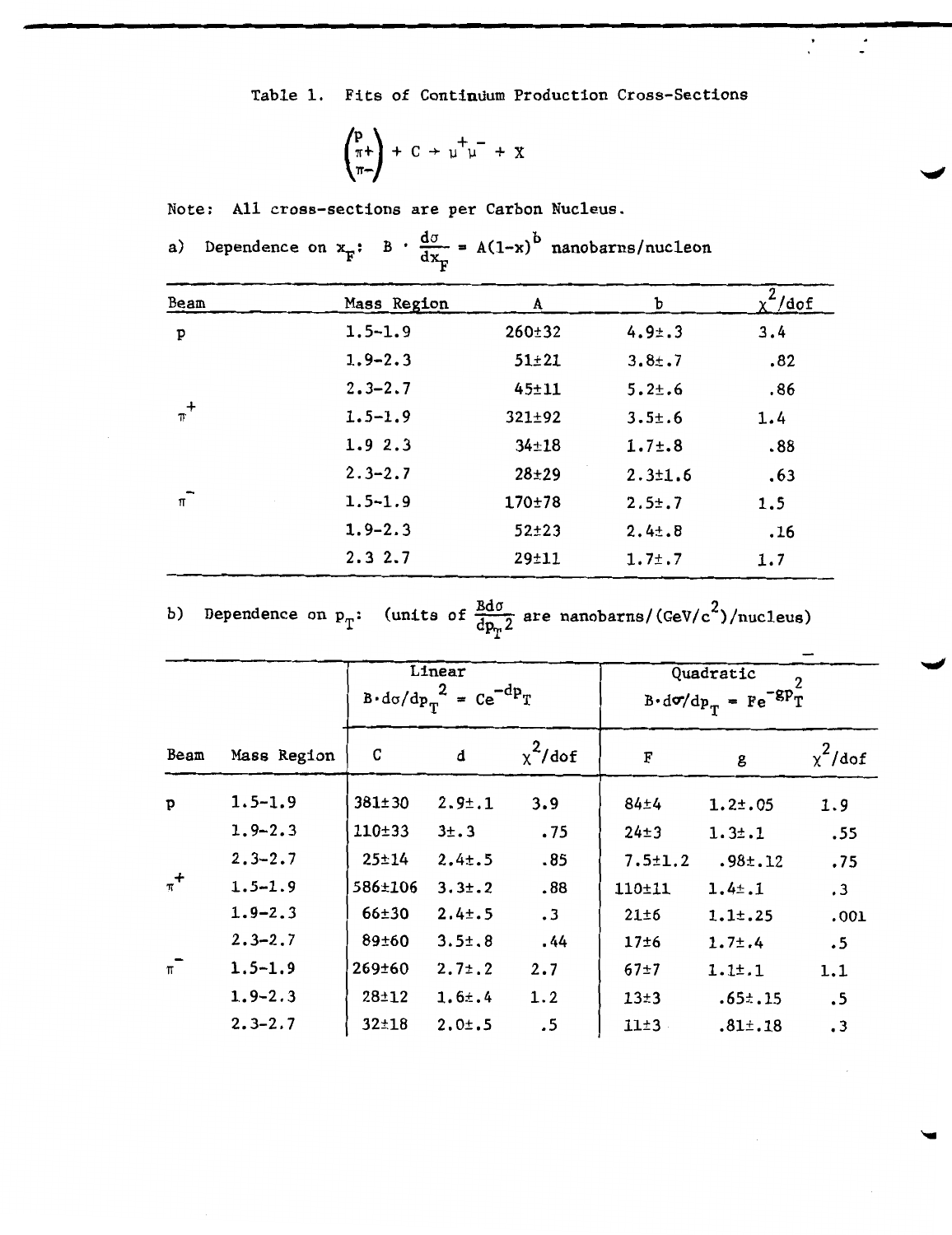Table 1. Fits of Continuum Production Cross-Sections

$$\begin{pmatrix} p \\ \pi+ \\ \pi- \end{pmatrix} + C \rightarrow \mu^+\mu^- + X$$

Note: All cross-sections are per Carbon Nucleus.

a) Dependence on $x_F$: $B \cdot \frac{d\sigma}{dx_F} = A(1-x)^b$ nanobarns/nucleon

| Beam | Mass Region | A | b | $\chi^2$/dof |
|---|---|---|---|---|
| p | 1.5-1.9 | 260±32 | 4.9±.3 | 3.4 |
| | 1.9-2.3 | 51±21 | 3.8±.7 | .82 |
| | 2.3-2.7 | 45±11 | 5.2±.6 | .86 |
| $\pi^+$ | 1.5-1.9 | 321±92 | 3.5±.6 | 1.4 |
| | 1.9 2.3 | 34±18 | 1.7±.8 | .88 |
| | 2.3-2.7 | 28±29 | 2.3±1.6 | .63 |
| $\pi^-$ | 1.5-1.9 | 170±78 | 2.5±.7 | 1.5 |
| | 1.9-2.3 | 52±23 | 2.4±.8 | .16 |
| | 2.3 2.7 | 29±11 | 1.7±.7 | 1.7 |

b) Dependence on $p_T$: (units of $\frac{Bd\sigma}{dp_T{}^2}$ are nanobarns/(GeV/$c^2$)/nucleus)

| | | Linear $B \cdot d\sigma/dp_T{}^2 = Ce^{-dp_T}$ | | | Quadratic $B \cdot d\sigma/dp_T = Fe^{-gp_T^2}$ | | |
|---|---|---|---|---|---|---|---|
| Beam | Mass Region | C | d | $\chi^2$/dof | F | g | $\chi^2$/dof |
| p | 1.5-1.9 | 381±30 | 2.9±.1 | 3.9 | 84±4 | 1.2±.05 | 1.9 |
| | 1.9-2.3 | 110±33 | 3±.3 | .75 | 24±3 | 1.3±.1 | .55 |
| | 2.3-2.7 | 25±14 | 2.4±.5 | .85 | 7.5±1.2 | .98±.12 | .75 |
| $\pi^+$ | 1.5-1.9 | 586±106 | 3.3±.2 | .88 | 110±11 | 1.4±.1 | .3 |
| | 1.9-2.3 | 66±30 | 2.4±.5 | .3 | 21±6 | 1.1±.25 | .001 |
| | 2.3-2.7 | 89±60 | 3.5±.8 | .44 | 17±6 | 1.7±.4 | .5 |
| $\pi^-$ | 1.5-1.9 | 269±60 | 2.7±.2 | 2.7 | 67±7 | 1.1±.1 | 1.1 |
| | 1.9-2.3 | 28±12 | 1.6±.4 | 1.2 | 13±3 | .65±.15 | .5 |
| | 2.3-2.7 | 32±18 | 2.0±.5 | .5 | 11±3 | .81±.18 | .3 |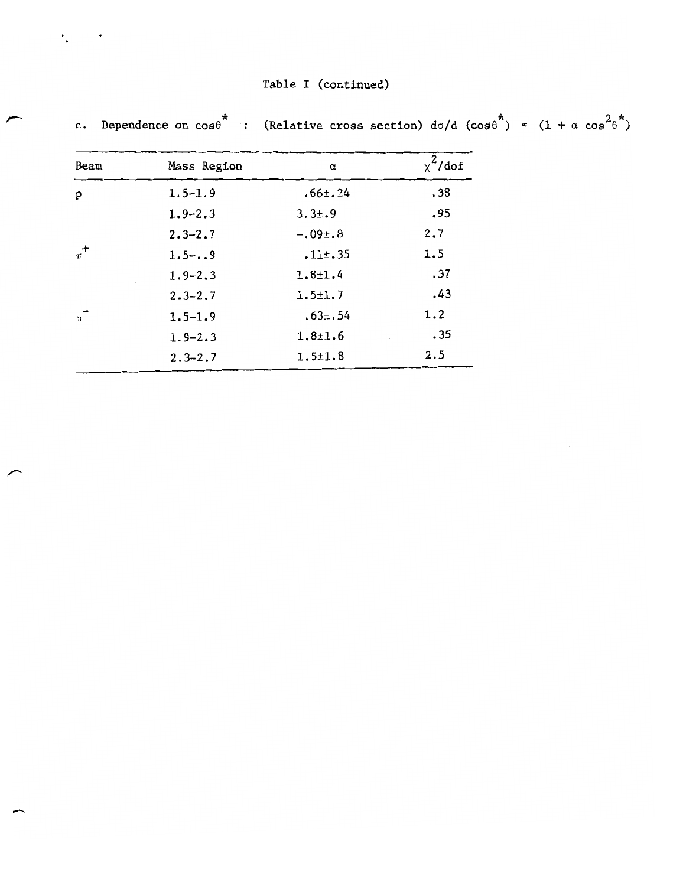Table I (continued)

c. Dependence on $\cos\theta^*$ : (Relative cross section) $d\sigma/d(\cos\theta^*) \propto (1 + \alpha \cos^2\theta^*)$

| Beam | Mass Region | $\alpha$ | $\chi^2$/dof |
|---|---|---|---|
| p | 1.5-1.9 | .66±.24 | .38 |
| | 1.9-2.3 | 3.3±.9 | .95 |
| | 2.3-2.7 | -.09±.8 | 2.7 |
| $\pi^+$ | 1.5-..9 | .11±.35 | 1.5 |
| | 1.9-2.3 | 1.8±1.4 | .37 |
| | 2.3-2.7 | 1.5±1.7 | .43 |
| $\pi^-$ | 1.5-1.9 | .63±.54 | 1.2 |
| | 1.9-2.3 | 1.8±1.6 | .35 |
| | 2.3-2.7 | 1.5±1.8 | 2.5 |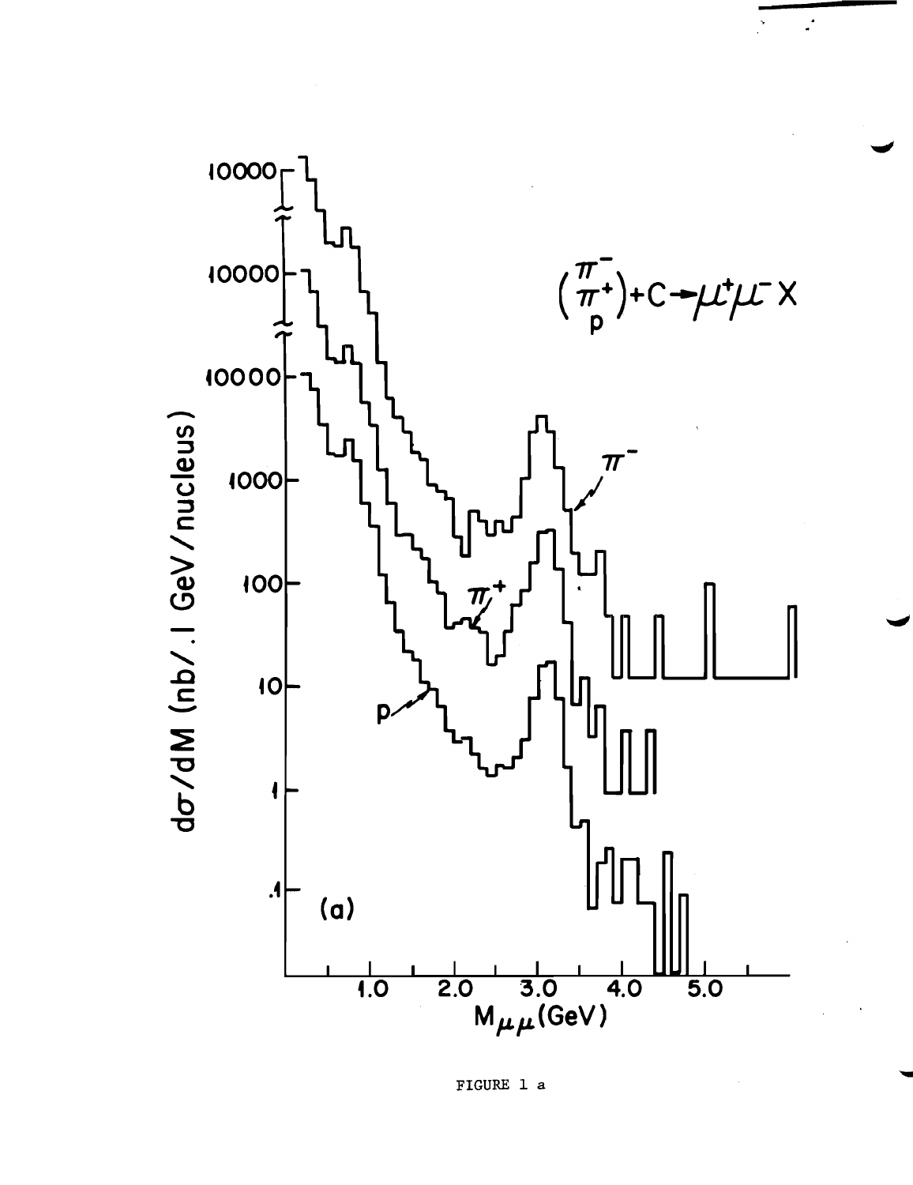FIGURE 1 a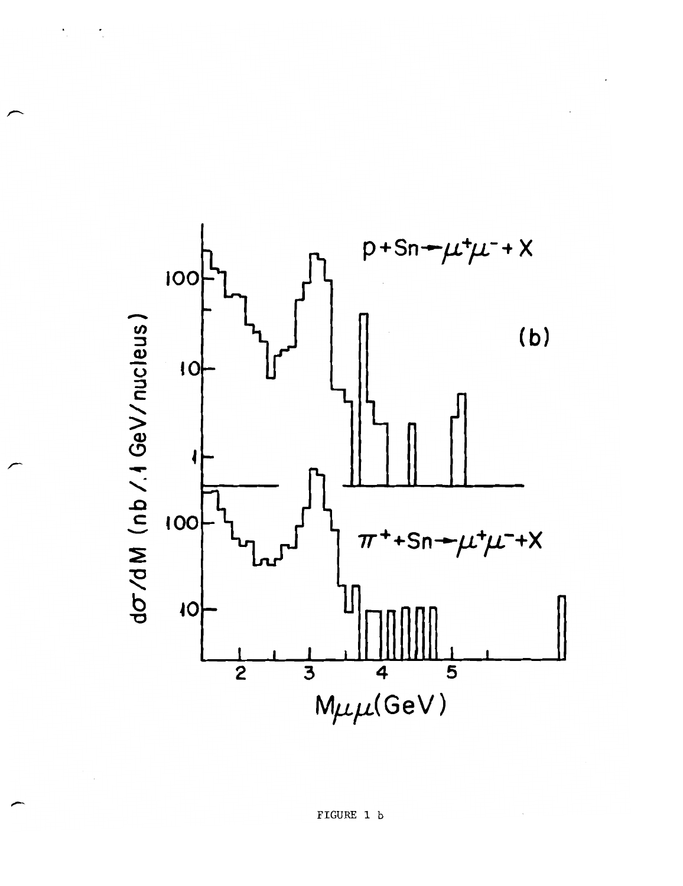FIGURE 1 b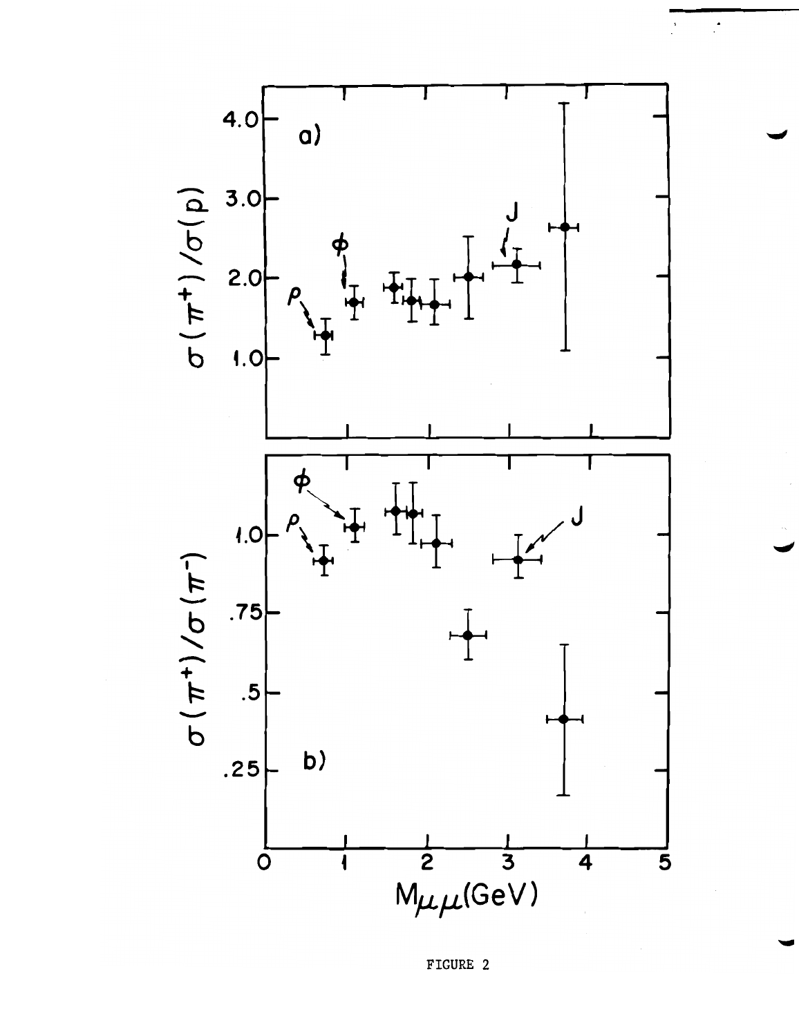FIGURE 2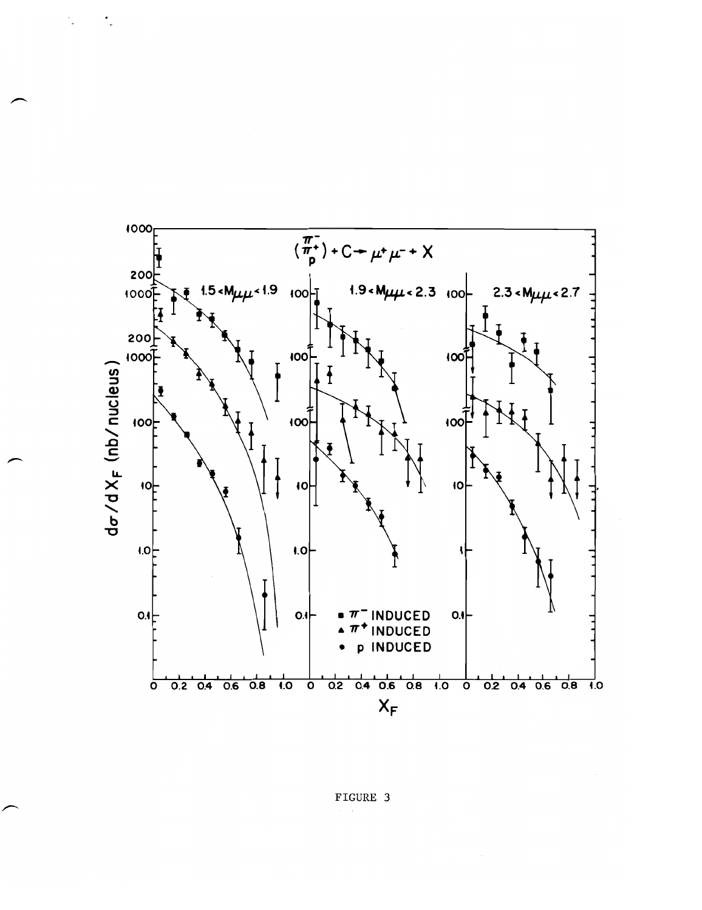FIGURE 3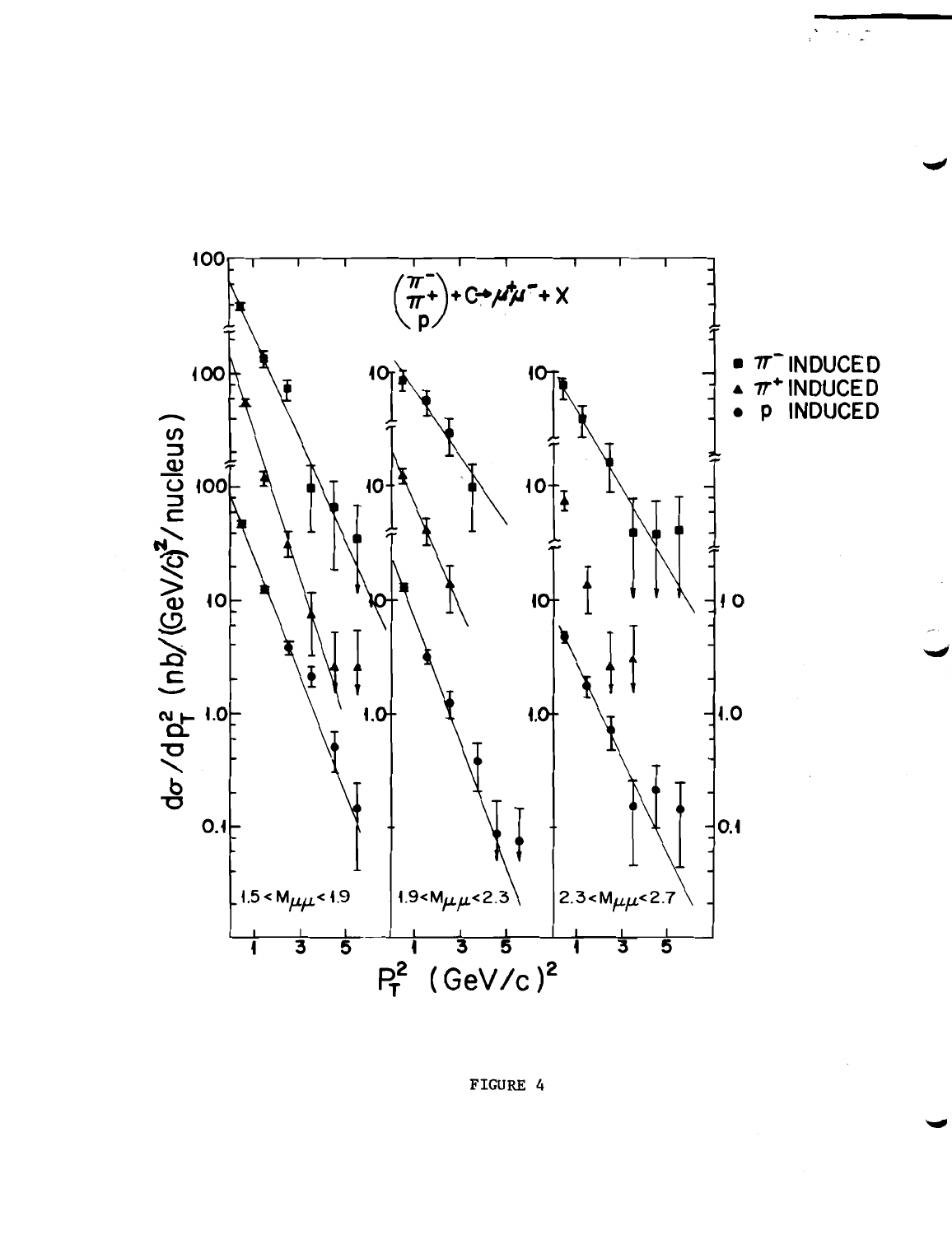FIGURE 4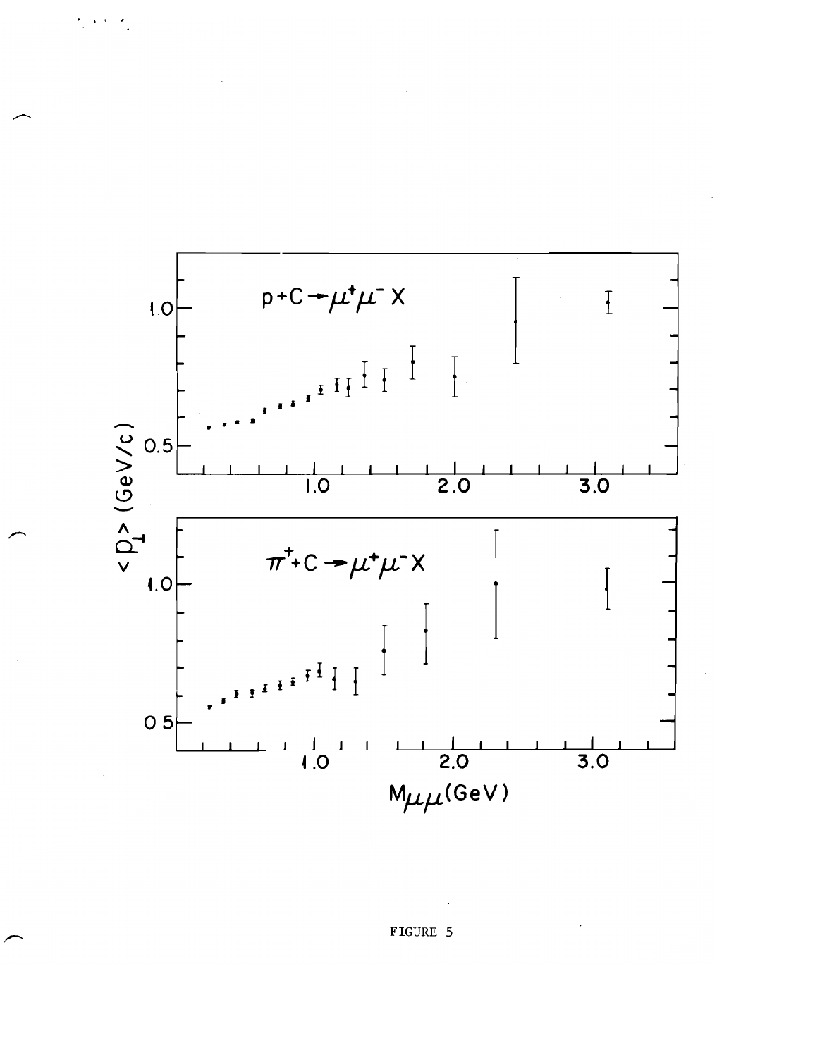FIGURE 5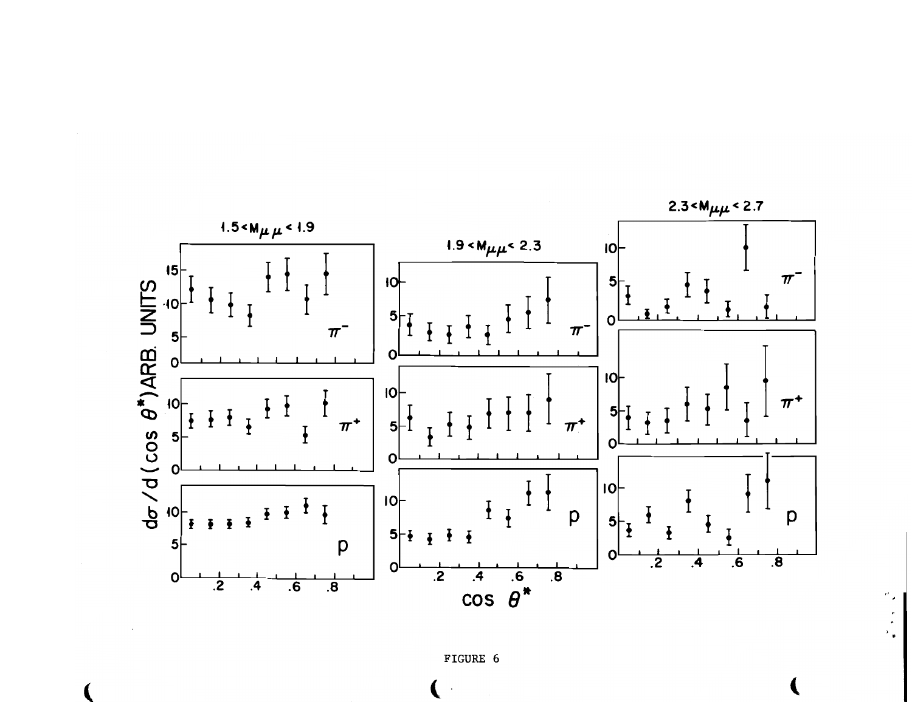FIGURE 6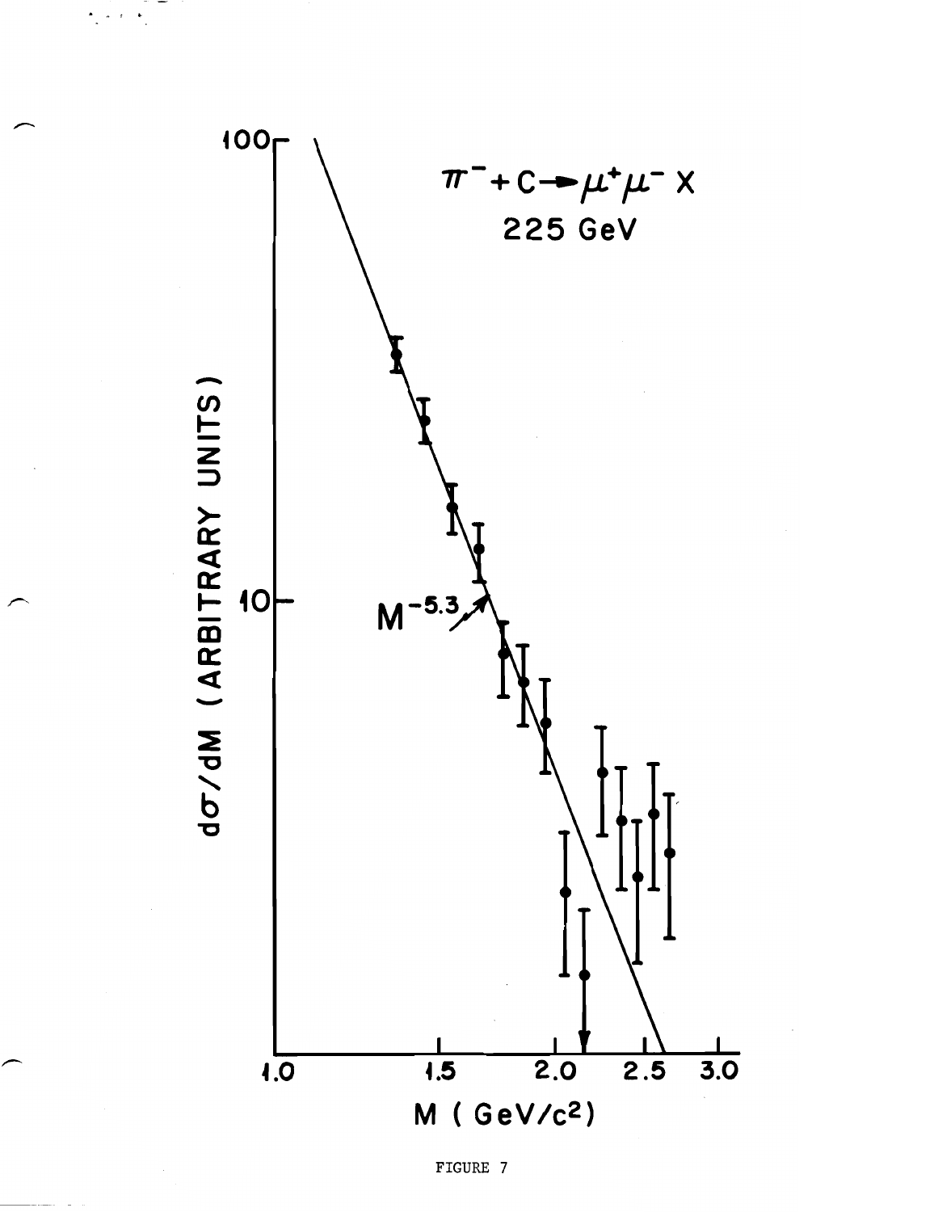$\pi^- + C \rightarrow \mu^+\mu^- X$

225 GeV

$M^{-5.3}$

$d\sigma/dM$ (ARBITRARY UNITS)

100

10

1.0

1.5

2.0

2.5

3.0

M ( GeV/c$^2$)

FIGURE 7